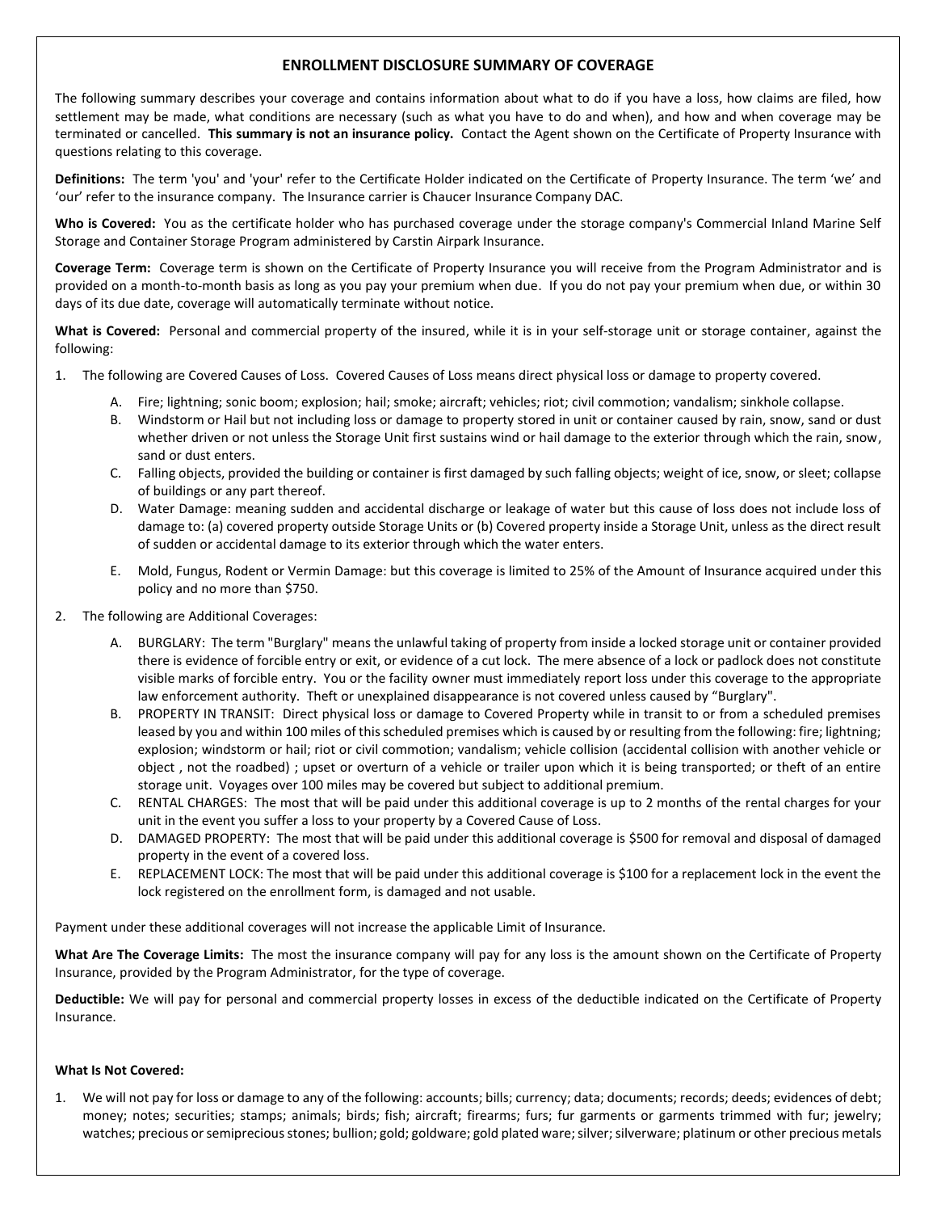# ENROLLMENT DISCLOSURE SUMMARY OF COVERAGE

The following summary describes your coverage and contains information about what to do if you have a loss, how claims are filed, how settlement may be made, what conditions are necessary (such as what you have to do and when), and how and when coverage may be terminated or cancelled. **This summary is not an insurance policy.** Contact the Agent shown on the Certificate of Property Insurance with questions relating to this coverage.

**Definitions:** The term 'you' and 'your' refer to the Certificate Holder indicated on the Certificate of Property Insurance. The term 'we' and 'our' refer to the insurance company. The Insurance carrier is Chaucer Insurance Company DAC.

**Who is Covered:** You as the certificate holder who has purchased coverage under the storage company's Commercial Inland Marine Self Storage and Container Storage Program administered by Carstin Airpark Insurance.

**Coverage Term:** Coverage term is shown on the Certificate of Property Insurance you will receive from the Program Administrator and is provided on a month-to-month basis as long as you pay your premium when due. If you do not pay your premium when due, or within 30 days of its due date, coverage will automatically terminate without notice.

**What is Covered:** Personal and commercial property of the insured, while it is in your self-storage unit or storage container, against the following:

1. The following are Covered Causes of Loss. Covered Causes of Loss means direct physical loss or damage to property covered.
   A. Fire; lightning; sonic boom; explosion; hail; smoke; aircraft; vehicles; riot; civil commotion; vandalism; sinkhole collapse.
   B. Windstorm or Hail but not including loss or damage to property stored in unit or container caused by rain, snow, sand or dust whether driven or not unless the Storage Unit first sustains wind or hail damage to the exterior through which the rain, snow, sand or dust enters.
   C. Falling objects, provided the building or container is first damaged by such falling objects; weight of ice, snow, or sleet; collapse of buildings or any part thereof.
   D. Water Damage: meaning sudden and accidental discharge or leakage of water but this cause of loss does not include loss of damage to: (a) covered property outside Storage Units or (b) Covered property inside a Storage Unit, unless as the direct result of sudden or accidental damage to its exterior through which the water enters.
   E. Mold, Fungus, Rodent or Vermin Damage: but this coverage is limited to 25% of the Amount of Insurance acquired under this policy and no more than $750.
2. The following are Additional Coverages:
   A. BURGLARY: The term "Burglary" means the unlawful taking of property from inside a locked storage unit or container provided there is evidence of forcible entry or exit, or evidence of a cut lock. The mere absence of a lock or padlock does not constitute visible marks of forcible entry. You or the facility owner must immediately report loss under this coverage to the appropriate law enforcement authority. Theft or unexplained disappearance is not covered unless caused by "Burglary".
   B. PROPERTY IN TRANSIT: Direct physical loss or damage to Covered Property while in transit to or from a scheduled premises leased by you and within 100 miles of this scheduled premises which is caused by or resulting from the following: fire; lightning; explosion; windstorm or hail; riot or civil commotion; vandalism; vehicle collision (accidental collision with another vehicle or object , not the roadbed) ; upset or overturn of a vehicle or trailer upon which it is being transported; or theft of an entire storage unit. Voyages over 100 miles may be covered but subject to additional premium.
   C. RENTAL CHARGES: The most that will be paid under this additional coverage is up to 2 months of the rental charges for your unit in the event you suffer a loss to your property by a Covered Cause of Loss.
   D. DAMAGED PROPERTY: The most that will be paid under this additional coverage is $500 for removal and disposal of damaged property in the event of a covered loss.
   E. REPLACEMENT LOCK: The most that will be paid under this additional coverage is $100 for a replacement lock in the event the lock registered on the enrollment form, is damaged and not usable.

Payment under these additional coverages will not increase the applicable Limit of Insurance.

**What Are The Coverage Limits:** The most the insurance company will pay for any loss is the amount shown on the Certificate of Property Insurance, provided by the Program Administrator, for the type of coverage.

**Deductible:** We will pay for personal and commercial property losses in excess of the deductible indicated on the Certificate of Property Insurance.

**What Is Not Covered:**

1. We will not pay for loss or damage to any of the following: accounts; bills; currency; data; documents; records; deeds; evidences of debt; money; notes; securities; stamps; animals; birds; fish; aircraft; firearms; furs; fur garments or garments trimmed with fur; jewelry; watches; precious or semiprecious stones; bullion; gold; goldware; gold plated ware; silver; silverware; platinum or other precious metals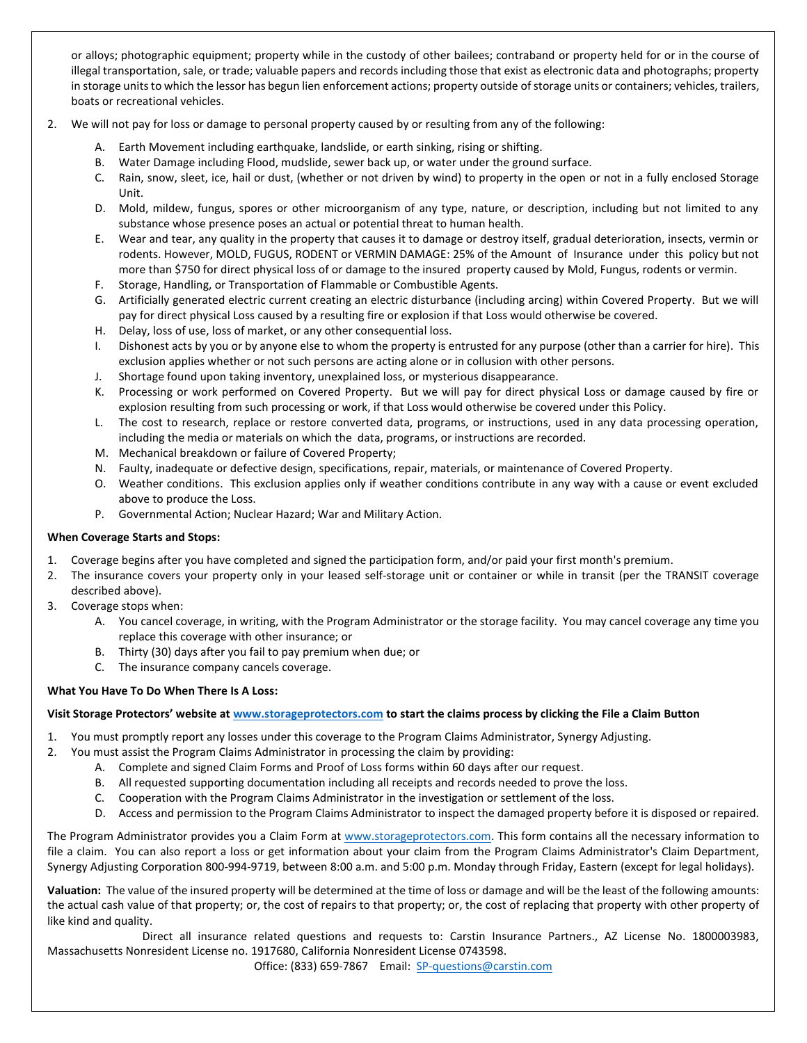or alloys; photographic equipment; property while in the custody of other bailees; contraband or property held for or in the course of illegal transportation, sale, or trade; valuable papers and records including those that exist as electronic data and photographs; property in storage units to which the lessor has begun lien enforcement actions; property outside of storage units or containers; vehicles, trailers, boats or recreational vehicles.

2. We will not pay for loss or damage to personal property caused by or resulting from any of the following:
   A. Earth Movement including earthquake, landslide, or earth sinking, rising or shifting.
   B. Water Damage including Flood, mudslide, sewer back up, or water under the ground surface.
   C. Rain, snow, sleet, ice, hail or dust, (whether or not driven by wind) to property in the open or not in a fully enclosed Storage Unit.
   D. Mold, mildew, fungus, spores or other microorganism of any type, nature, or description, including but not limited to any substance whose presence poses an actual or potential threat to human health.
   E. Wear and tear, any quality in the property that causes it to damage or destroy itself, gradual deterioration, insects, vermin or rodents. However, MOLD, FUGUS, RODENT or VERMIN DAMAGE: 25% of the Amount of Insurance under this policy but not more than $750 for direct physical loss of or damage to the insured property caused by Mold, Fungus, rodents or vermin.
   F. Storage, Handling, or Transportation of Flammable or Combustible Agents.
   G. Artificially generated electric current creating an electric disturbance (including arcing) within Covered Property. But we will pay for direct physical Loss caused by a resulting fire or explosion if that Loss would otherwise be covered.
   H. Delay, loss of use, loss of market, or any other consequential loss.
   I. Dishonest acts by you or by anyone else to whom the property is entrusted for any purpose (other than a carrier for hire). This exclusion applies whether or not such persons are acting alone or in collusion with other persons.
   J. Shortage found upon taking inventory, unexplained loss, or mysterious disappearance.
   K. Processing or work performed on Covered Property. But we will pay for direct physical Loss or damage caused by fire or explosion resulting from such processing or work, if that Loss would otherwise be covered under this Policy.
   L. The cost to research, replace or restore converted data, programs, or instructions, used in any data processing operation, including the media or materials on which the data, programs, or instructions are recorded.
   M. Mechanical breakdown or failure of Covered Property;
   N. Faulty, inadequate or defective design, specifications, repair, materials, or maintenance of Covered Property.
   O. Weather conditions. This exclusion applies only if weather conditions contribute in any way with a cause or event excluded above to produce the Loss.
   P. Governmental Action; Nuclear Hazard; War and Military Action.

**When Coverage Starts and Stops:**

1. Coverage begins after you have completed and signed the participation form, and/or paid your first month's premium.
2. The insurance covers your property only in your leased self-storage unit or container or while in transit (per the TRANSIT coverage described above).
3. Coverage stops when:
   A. You cancel coverage, in writing, with the Program Administrator or the storage facility. You may cancel coverage any time you replace this coverage with other insurance; or
   B. Thirty (30) days after you fail to pay premium when due; or
   C. The insurance company cancels coverage.

**What You Have To Do When There Is A Loss:**

**Visit Storage Protectors' website at www.storageprotectors.com to start the claims process by clicking the File a Claim Button**

1. You must promptly report any losses under this coverage to the Program Claims Administrator, Synergy Adjusting.
2. You must assist the Program Claims Administrator in processing the claim by providing:
   A. Complete and signed Claim Forms and Proof of Loss forms within 60 days after our request.
   B. All requested supporting documentation including all receipts and records needed to prove the loss.
   C. Cooperation with the Program Claims Administrator in the investigation or settlement of the loss.
   D. Access and permission to the Program Claims Administrator to inspect the damaged property before it is disposed or repaired.

The Program Administrator provides you a Claim Form at www.storageprotectors.com. This form contains all the necessary information to file a claim. You can also report a loss or get information about your claim from the Program Claims Administrator's Claim Department, Synergy Adjusting Corporation 800-994-9719, between 8:00 a.m. and 5:00 p.m. Monday through Friday, Eastern (except for legal holidays).

**Valuation:** The value of the insured property will be determined at the time of loss or damage and will be the least of the following amounts: the actual cash value of that property; or, the cost of repairs to that property; or, the cost of replacing that property with other property of like kind and quality.

Direct all insurance related questions and requests to: Carstin Insurance Partners., AZ License No. 1800003983, Massachusetts Nonresident License no. 1917680, California Nonresident License 0743598.

Office: (833) 659-7867 Email: SP-questions@carstin.com